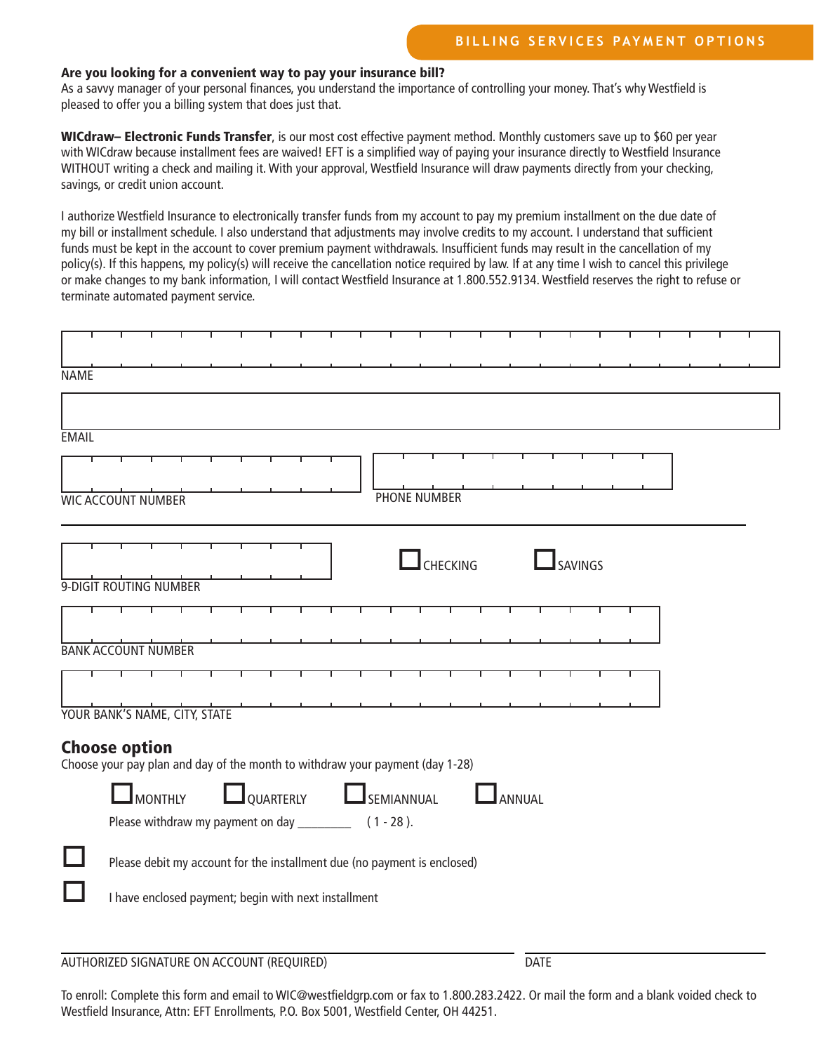## BILLING SERVICES PAYMENT OPTIONS

**Are you looking for a convenient way to pay your insurance bill?**
As a savvy manager of your personal finances, you understand the importance of controlling your money. That's why Westfield is pleased to offer you a billing system that does just that.

**WICdraw– Electronic Funds Transfer**, is our most cost effective payment method. Monthly customers save up to $60 per year with WICdraw because installment fees are waived! EFT is a simplified way of paying your insurance directly to Westfield Insurance WITHOUT writing a check and mailing it. With your approval, Westfield Insurance will draw payments directly from your checking, savings, or credit union account.

I authorize Westfield Insurance to electronically transfer funds from my account to pay my premium installment on the due date of my bill or installment schedule. I also understand that adjustments may involve credits to my account. I understand that sufficient funds must be kept in the account to cover premium payment withdrawals. Insufficient funds may result in the cancellation of my policy(s). If this happens, my policy(s) will receive the cancellation notice required by law. If at any time I wish to cancel this privilege or make changes to my bank information, I will contact Westfield Insurance at 1.800.552.9134. Westfield reserves the right to refuse or terminate automated payment service.

NAME

EMAIL

WIC ACCOUNT NUMBER

PHONE NUMBER

9-DIGIT ROUTING NUMBER

☐ CHECKING ☐ SAVINGS

BANK ACCOUNT NUMBER

YOUR BANK'S NAME, CITY, STATE

### Choose option

Choose your pay plan and day of the month to withdraw your payment (day 1-28)

☐ MONTHLY ☐ QUARTERLY ☐ SEMIANNUAL ☐ ANNUAL

Please withdraw my payment on day ________ ( 1 - 28 ).

☐ Please debit my account for the installment due (no payment is enclosed)

☐ I have enclosed payment; begin with next installment

AUTHORIZED SIGNATURE ON ACCOUNT (REQUIRED)

DATE

To enroll: Complete this form and email to WIC@westfieldgrp.com or fax to 1.800.283.2422. Or mail the form and a blank voided check to Westfield Insurance, Attn: EFT Enrollments, P.O. Box 5001, Westfield Center, OH 44251.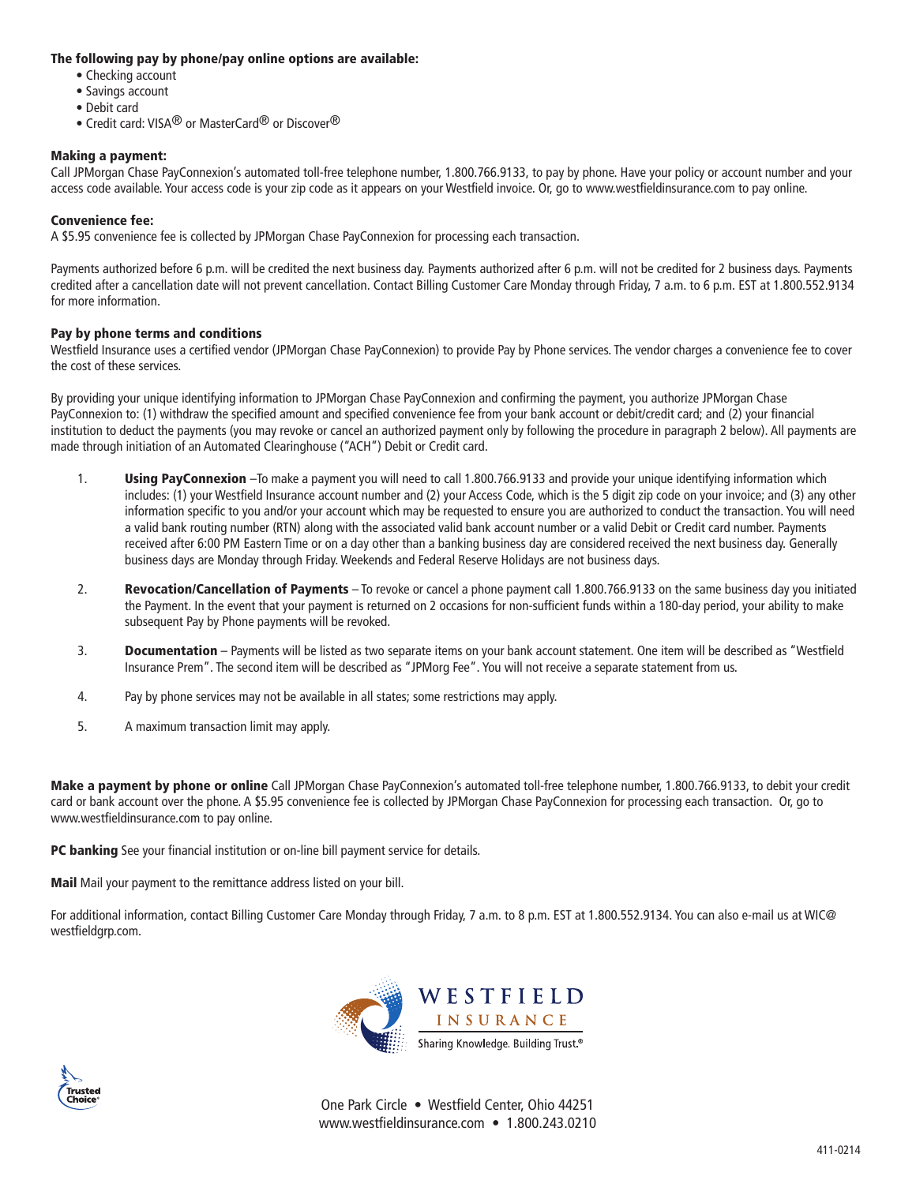**The following pay by phone/pay online options are available:**

- Checking account
- Savings account
- Debit card
- Credit card: VISA® or MasterCard® or Discover®

**Making a payment:**

Call JPMorgan Chase PayConnexion's automated toll-free telephone number, 1.800.766.9133, to pay by phone. Have your policy or account number and your access code available. Your access code is your zip code as it appears on your Westfield invoice. Or, go to www.westfieldinsurance.com to pay online.

**Convenience fee:**

A $5.95 convenience fee is collected by JPMorgan Chase PayConnexion for processing each transaction.

Payments authorized before 6 p.m. will be credited the next business day. Payments authorized after 6 p.m. will not be credited for 2 business days. Payments credited after a cancellation date will not prevent cancellation. Contact Billing Customer Care Monday through Friday, 7 a.m. to 6 p.m. EST at 1.800.552.9134 for more information.

**Pay by phone terms and conditions**

Westfield Insurance uses a certified vendor (JPMorgan Chase PayConnexion) to provide Pay by Phone services. The vendor charges a convenience fee to cover the cost of these services.

By providing your unique identifying information to JPMorgan Chase PayConnexion and confirming the payment, you authorize JPMorgan Chase PayConnexion to: (1) withdraw the specified amount and specified convenience fee from your bank account or debit/credit card; and (2) your financial institution to deduct the payments (you may revoke or cancel an authorized payment only by following the procedure in paragraph 2 below). All payments are made through initiation of an Automated Clearinghouse ("ACH") Debit or Credit card.

1. **Using PayConnexion** –To make a payment you will need to call 1.800.766.9133 and provide your unique identifying information which includes: (1) your Westfield Insurance account number and (2) your Access Code, which is the 5 digit zip code on your invoice; and (3) any other information specific to you and/or your account which may be requested to ensure you are authorized to conduct the transaction. You will need a valid bank routing number (RTN) along with the associated valid bank account number or a valid Debit or Credit card number. Payments received after 6:00 PM Eastern Time or on a day other than a banking business day are considered received the next business day. Generally business days are Monday through Friday. Weekends and Federal Reserve Holidays are not business days.

2. **Revocation/Cancellation of Payments** – To revoke or cancel a phone payment call 1.800.766.9133 on the same business day you initiated the Payment. In the event that your payment is returned on 2 occasions for non-sufficient funds within a 180-day period, your ability to make subsequent Pay by Phone payments will be revoked.

3. **Documentation** – Payments will be listed as two separate items on your bank account statement. One item will be described as "Westfield Insurance Prem". The second item will be described as "JPMorg Fee". You will not receive a separate statement from us.

4. Pay by phone services may not be available in all states; some restrictions may apply.

5. A maximum transaction limit may apply.

**Make a payment by phone or online** Call JPMorgan Chase PayConnexion's automated toll-free telephone number, 1.800.766.9133, to debit your credit card or bank account over the phone. A $5.95 convenience fee is collected by JPMorgan Chase PayConnexion for processing each transaction. Or, go to www.westfieldinsurance.com to pay online.

**PC banking** See your financial institution or on-line bill payment service for details.

**Mail** Mail your payment to the remittance address listed on your bill.

For additional information, contact Billing Customer Care Monday through Friday, 7 a.m. to 8 p.m. EST at 1.800.552.9134. You can also e-mail us at WIC@westfieldgrp.com.

WESTFIELD INSURANCE

Sharing Knowledge. Building Trust.®

Trusted Choice®

One Park Circle • Westfield Center, Ohio 44251

www.westfieldinsurance.com • 1.800.243.0210

411-0214